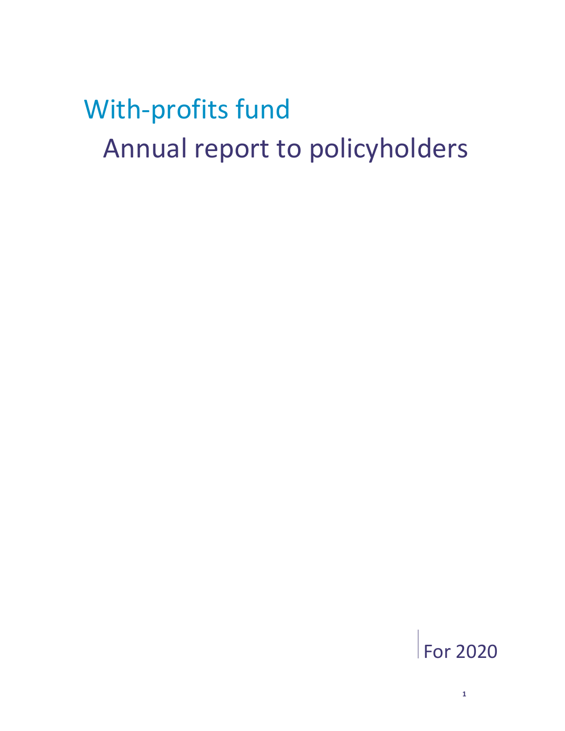# With-profits fund

## Annual report to policyholders

For 2020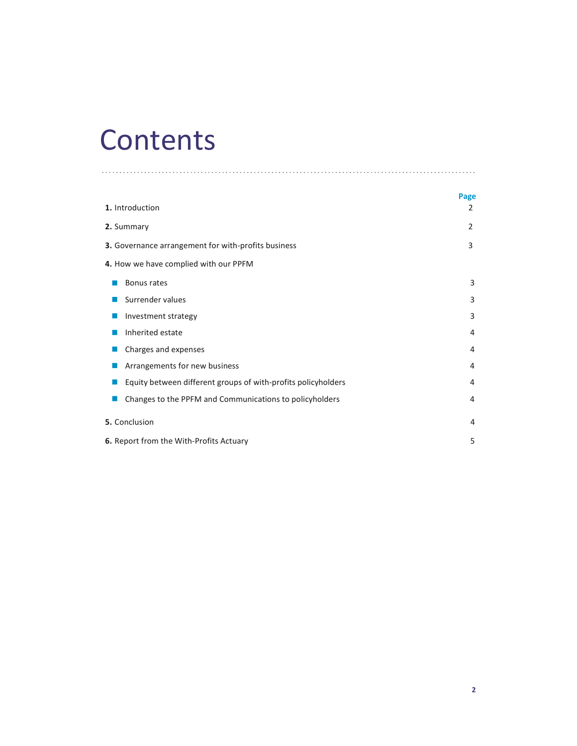# Contents

| | Page |
|---|---|
| **1.** Introduction | 2 |
| **2.** Summary | 2 |
| **3.** Governance arrangement for with-profits business | 3 |
| **4.** How we have complied with our PPFM | |
| ■ Bonus rates | 3 |
| ■ Surrender values | 3 |
| ■ Investment strategy | 3 |
| ■ Inherited estate | 4 |
| ■ Charges and expenses | 4 |
| ■ Arrangements for new business | 4 |
| ■ Equity between different groups of with-profits policyholders | 4 |
| ■ Changes to the PPFM and Communications to policyholders | 4 |
| **5.** Conclusion | 4 |
| **6.** Report from the With-Profits Actuary | 5 |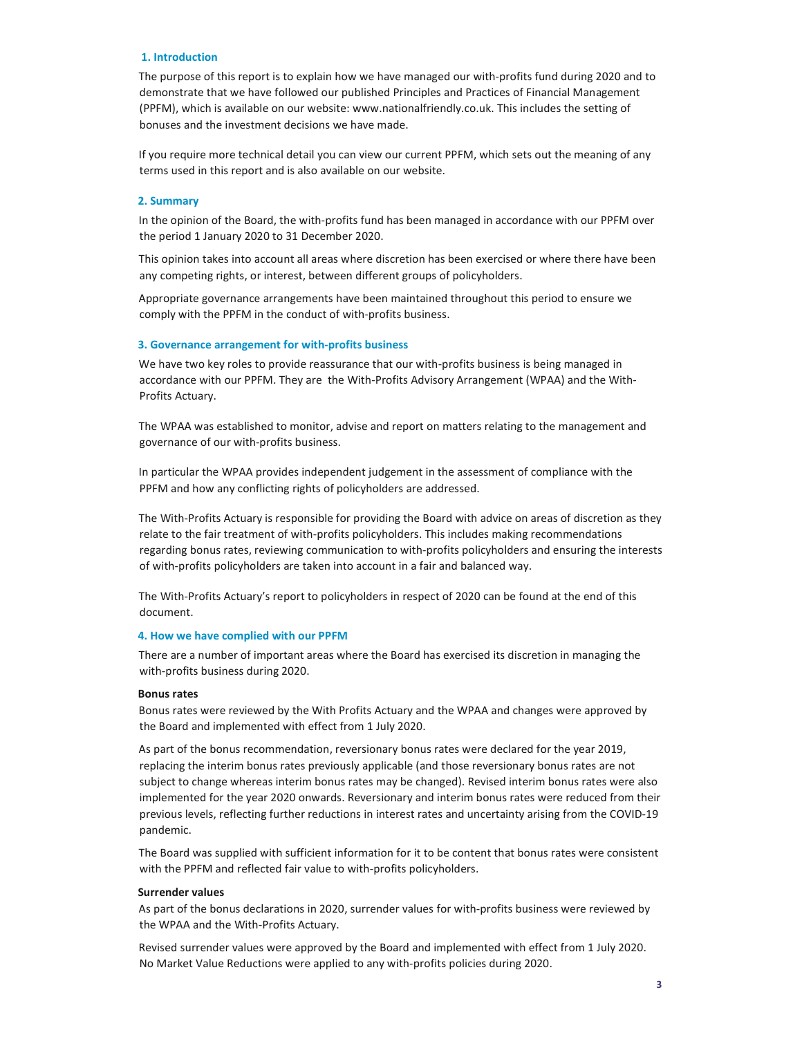## 1. Introduction

The purpose of this report is to explain how we have managed our with-profits fund during 2020 and to demonstrate that we have followed our published Principles and Practices of Financial Management (PPFM), which is available on our website: www.nationalfriendly.co.uk. This includes the setting of bonuses and the investment decisions we have made.

If you require more technical detail you can view our current PPFM, which sets out the meaning of any terms used in this report and is also available on our website.

## 2. Summary

In the opinion of the Board, the with-profits fund has been managed in accordance with our PPFM over the period 1 January 2020 to 31 December 2020.

This opinion takes into account all areas where discretion has been exercised or where there have been any competing rights, or interest, between different groups of policyholders.

Appropriate governance arrangements have been maintained throughout this period to ensure we comply with the PPFM in the conduct of with-profits business.

## 3. Governance arrangement for with-profits business

We have two key roles to provide reassurance that our with-profits business is being managed in accordance with our PPFM. They are the With-Profits Advisory Arrangement (WPAA) and the With-Profits Actuary.

The WPAA was established to monitor, advise and report on matters relating to the management and governance of our with-profits business.

In particular the WPAA provides independent judgement in the assessment of compliance with the PPFM and how any conflicting rights of policyholders are addressed.

The With-Profits Actuary is responsible for providing the Board with advice on areas of discretion as they relate to the fair treatment of with-profits policyholders. This includes making recommendations regarding bonus rates, reviewing communication to with-profits policyholders and ensuring the interests of with-profits policyholders are taken into account in a fair and balanced way.

The With-Profits Actuary's report to policyholders in respect of 2020 can be found at the end of this document.

## 4. How we have complied with our PPFM

There are a number of important areas where the Board has exercised its discretion in managing the with-profits business during 2020.

**Bonus rates**

Bonus rates were reviewed by the With Profits Actuary and the WPAA and changes were approved by the Board and implemented with effect from 1 July 2020.

As part of the bonus recommendation, reversionary bonus rates were declared for the year 2019, replacing the interim bonus rates previously applicable (and those reversionary bonus rates are not subject to change whereas interim bonus rates may be changed). Revised interim bonus rates were also implemented for the year 2020 onwards. Reversionary and interim bonus rates were reduced from their previous levels, reflecting further reductions in interest rates and uncertainty arising from the COVID-19 pandemic.

The Board was supplied with sufficient information for it to be content that bonus rates were consistent with the PPFM and reflected fair value to with-profits policyholders.

**Surrender values**

As part of the bonus declarations in 2020, surrender values for with-profits business were reviewed by the WPAA and the With-Profits Actuary.

Revised surrender values were approved by the Board and implemented with effect from 1 July 2020. No Market Value Reductions were applied to any with-profits policies during 2020.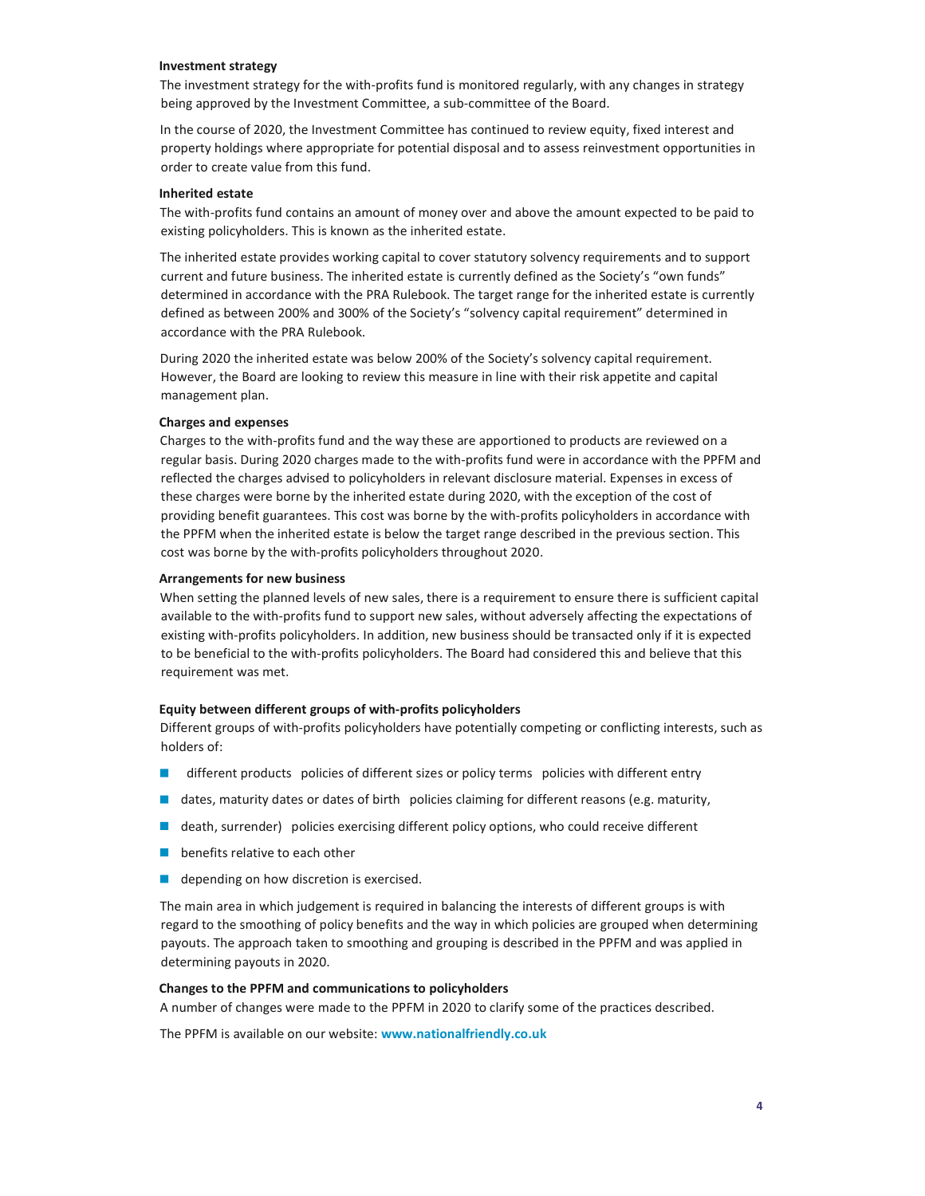**Investment strategy**

The investment strategy for the with-profits fund is monitored regularly, with any changes in strategy being approved by the Investment Committee, a sub-committee of the Board.

In the course of 2020, the Investment Committee has continued to review equity, fixed interest and property holdings where appropriate for potential disposal and to assess reinvestment opportunities in order to create value from this fund.

**Inherited estate**

The with-profits fund contains an amount of money over and above the amount expected to be paid to existing policyholders. This is known as the inherited estate.

The inherited estate provides working capital to cover statutory solvency requirements and to support current and future business. The inherited estate is currently defined as the Society's "own funds" determined in accordance with the PRA Rulebook. The target range for the inherited estate is currently defined as between 200% and 300% of the Society's "solvency capital requirement" determined in accordance with the PRA Rulebook.

During 2020 the inherited estate was below 200% of the Society's solvency capital requirement. However, the Board are looking to review this measure in line with their risk appetite and capital management plan.

**Charges and expenses**

Charges to the with-profits fund and the way these are apportioned to products are reviewed on a regular basis. During 2020 charges made to the with-profits fund were in accordance with the PPFM and reflected the charges advised to policyholders in relevant disclosure material. Expenses in excess of these charges were borne by the inherited estate during 2020, with the exception of the cost of providing benefit guarantees. This cost was borne by the with-profits policyholders in accordance with the PPFM when the inherited estate is below the target range described in the previous section. This cost was borne by the with-profits policyholders throughout 2020.

**Arrangements for new business**

When setting the planned levels of new sales, there is a requirement to ensure there is sufficient capital available to the with-profits fund to support new sales, without adversely affecting the expectations of existing with-profits policyholders. In addition, new business should be transacted only if it is expected to be beneficial to the with-profits policyholders. The Board had considered this and believe that this requirement was met.

**Equity between different groups of with-profits policyholders**

Different groups of with-profits policyholders have potentially competing or conflicting interests, such as holders of:

- different products policies of different sizes or policy terms policies with different entry
- dates, maturity dates or dates of birth policies claiming for different reasons (e.g. maturity,
- death, surrender) policies exercising different policy options, who could receive different
- benefits relative to each other
- depending on how discretion is exercised.

The main area in which judgement is required in balancing the interests of different groups is with regard to the smoothing of policy benefits and the way in which policies are grouped when determining payouts. The approach taken to smoothing and grouping is described in the PPFM and was applied in determining payouts in 2020.

**Changes to the PPFM and communications to policyholders**

A number of changes were made to the PPFM in 2020 to clarify some of the practices described.

The PPFM is available on our website: **www.nationalfriendly.co.uk**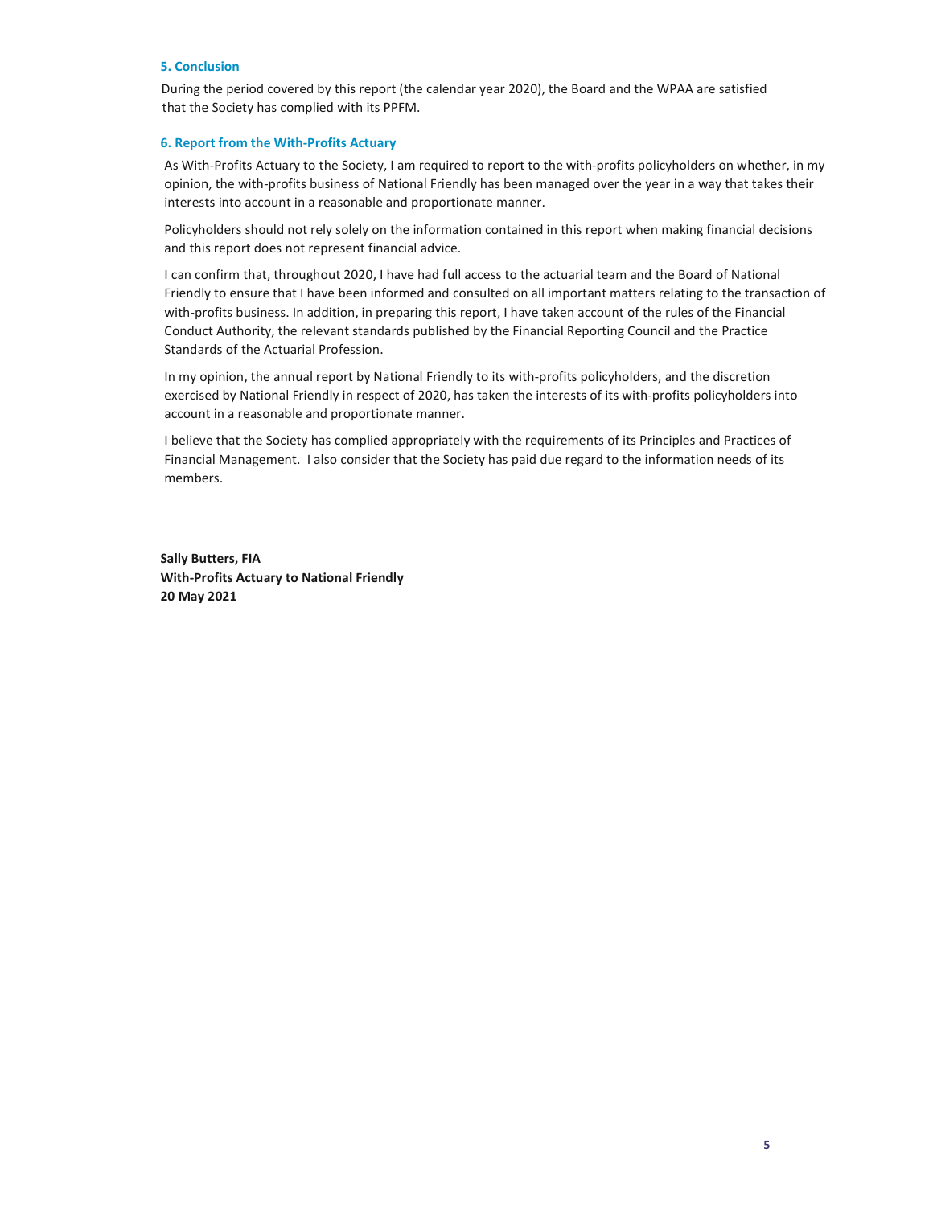## 5. Conclusion

During the period covered by this report (the calendar year 2020), the Board and the WPAA are satisfied that the Society has complied with its PPFM.

## 6. Report from the With-Profits Actuary

As With-Profits Actuary to the Society, I am required to report to the with-profits policyholders on whether, in my opinion, the with-profits business of National Friendly has been managed over the year in a way that takes their interests into account in a reasonable and proportionate manner.

Policyholders should not rely solely on the information contained in this report when making financial decisions and this report does not represent financial advice.

I can confirm that, throughout 2020, I have had full access to the actuarial team and the Board of National Friendly to ensure that I have been informed and consulted on all important matters relating to the transaction of with-profits business. In addition, in preparing this report, I have taken account of the rules of the Financial Conduct Authority, the relevant standards published by the Financial Reporting Council and the Practice Standards of the Actuarial Profession.

In my opinion, the annual report by National Friendly to its with-profits policyholders, and the discretion exercised by National Friendly in respect of 2020, has taken the interests of its with-profits policyholders into account in a reasonable and proportionate manner.

I believe that the Society has complied appropriately with the requirements of its Principles and Practices of Financial Management. I also consider that the Society has paid due regard to the information needs of its members.

**Sally Butters, FIA**
**With-Profits Actuary to National Friendly**
**20 May 2021**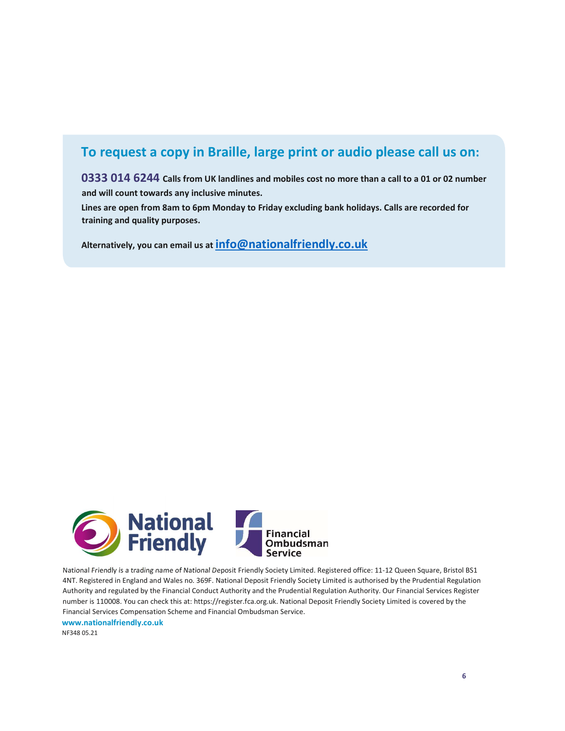## To request a copy in Braille, large print or audio please call us on:

**0333 014 6244 Calls from UK landlines and mobiles cost no more than a call to a 01 or 02 number and will count towards any inclusive minutes.**

**Lines are open from 8am to 6pm Monday to Friday excluding bank holidays. Calls are recorded for training and quality purposes.**

**Alternatively, you can email us at info@nationalfriendly.co.uk**

National Friendly

Financial Ombudsman Service

*National Friendly is a trading name of National D*eposit Friendly Society Limited. Registered office: 11-12 Queen Square, Bristol BS1 4NT. Registered in England and Wales no. 369F. National Deposit Friendly Society Limited is authorised by the Prudential Regulation Authority and regulated by the Financial Conduct Authority and the Prudential Regulation Authority. Our Financial Services Register number is 110008. You can check this at: https://register.fca.org.uk. National Deposit Friendly Society Limited is covered by the Financial Services Compensation Scheme and Financial Ombudsman Service.

**www.nationalfriendly.co.uk**

NF348 05.21